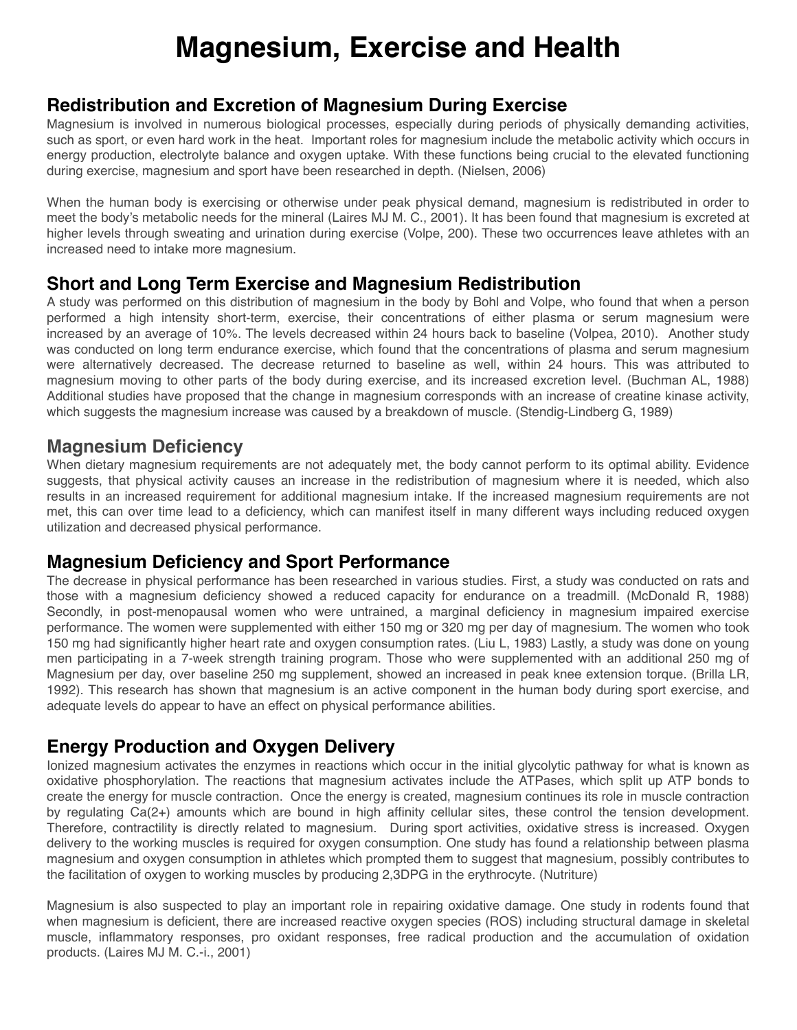# Magnesium, Exercise and Health

## Redistribution and Excretion of Magnesium During Exercise

Magnesium is involved in numerous biological processes, especially during periods of physically demanding activities, such as sport, or even hard work in the heat. Important roles for magnesium include the metabolic activity which occurs in energy production, electrolyte balance and oxygen uptake. With these functions being crucial to the elevated functioning during exercise, magnesium and sport have been researched in depth. (Nielsen, 2006)

When the human body is exercising or otherwise under peak physical demand, magnesium is redistributed in order to meet the body's metabolic needs for the mineral (Laires MJ M. C., 2001). It has been found that magnesium is excreted at higher levels through sweating and urination during exercise (Volpe, 200). These two occurrences leave athletes with an increased need to intake more magnesium.

## Short and Long Term Exercise and Magnesium Redistribution

A study was performed on this distribution of magnesium in the body by Bohl and Volpe, who found that when a person performed a high intensity short-term, exercise, their concentrations of either plasma or serum magnesium were increased by an average of 10%. The levels decreased within 24 hours back to baseline (Volpea, 2010). Another study was conducted on long term endurance exercise, which found that the concentrations of plasma and serum magnesium were alternatively decreased. The decrease returned to baseline as well, within 24 hours. This was attributed to magnesium moving to other parts of the body during exercise, and its increased excretion level. (Buchman AL, 1988) Additional studies have proposed that the change in magnesium corresponds with an increase of creatine kinase activity, which suggests the magnesium increase was caused by a breakdown of muscle. (Stendig-Lindberg G, 1989)

## Magnesium Deficiency

When dietary magnesium requirements are not adequately met, the body cannot perform to its optimal ability. Evidence suggests, that physical activity causes an increase in the redistribution of magnesium where it is needed, which also results in an increased requirement for additional magnesium intake. If the increased magnesium requirements are not met, this can over time lead to a deficiency, which can manifest itself in many different ways including reduced oxygen utilization and decreased physical performance.

## Magnesium Deficiency and Sport Performance

The decrease in physical performance has been researched in various studies. First, a study was conducted on rats and those with a magnesium deficiency showed a reduced capacity for endurance on a treadmill. (McDonald R, 1988) Secondly, in post-menopausal women who were untrained, a marginal deficiency in magnesium impaired exercise performance. The women were supplemented with either 150 mg or 320 mg per day of magnesium. The women who took 150 mg had significantly higher heart rate and oxygen consumption rates. (Liu L, 1983) Lastly, a study was done on young men participating in a 7-week strength training program. Those who were supplemented with an additional 250 mg of Magnesium per day, over baseline 250 mg supplement, showed an increased in peak knee extension torque. (Brilla LR, 1992). This research has shown that magnesium is an active component in the human body during sport exercise, and adequate levels do appear to have an effect on physical performance abilities.

## Energy Production and Oxygen Delivery

Ionized magnesium activates the enzymes in reactions which occur in the initial glycolytic pathway for what is known as oxidative phosphorylation. The reactions that magnesium activates include the ATPases, which split up ATP bonds to create the energy for muscle contraction. Once the energy is created, magnesium continues its role in muscle contraction by regulating $Ca^{2+}$ amounts which are bound in high affinity cellular sites, these control the tension development. Therefore, contractility is directly related to magnesium. During sport activities, oxidative stress is increased. Oxygen delivery to the working muscles is required for oxygen consumption. One study has found a relationship between plasma magnesium and oxygen consumption in athletes which prompted them to suggest that magnesium, possibly contributes to the facilitation of oxygen to working muscles by producing 2,3DPG in the erythrocyte. (Nutriture)

Magnesium is also suspected to play an important role in repairing oxidative damage. One study in rodents found that when magnesium is deficient, there are increased reactive oxygen species (ROS) including structural damage in skeletal muscle, inflammatory responses, pro oxidant responses, free radical production and the accumulation of oxidation products. (Laires MJ M. C.-i., 2001)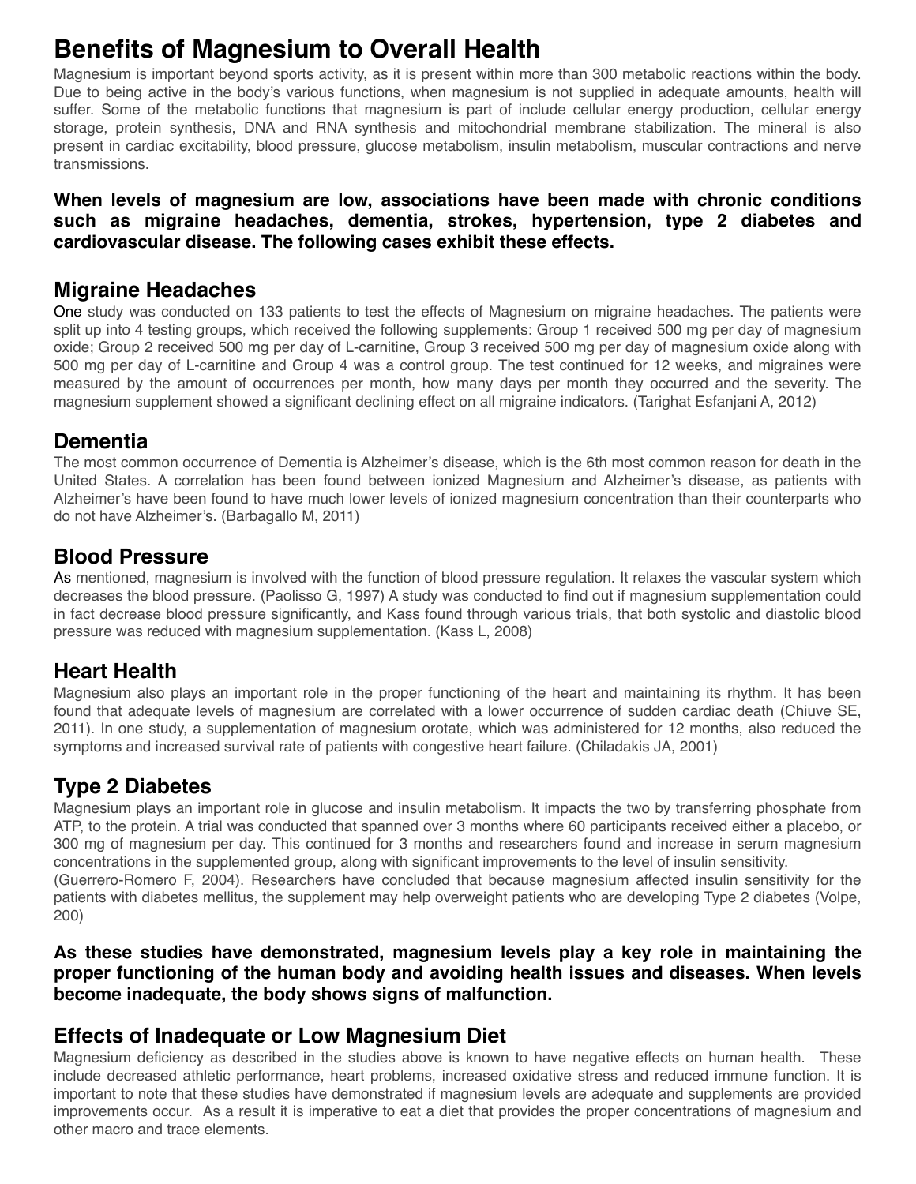# Benefits of Magnesium to Overall Health

Magnesium is important beyond sports activity, as it is present within more than 300 metabolic reactions within the body. Due to being active in the body's various functions, when magnesium is not supplied in adequate amounts, health will suffer. Some of the metabolic functions that magnesium is part of include cellular energy production, cellular energy storage, protein synthesis, DNA and RNA synthesis and mitochondrial membrane stabilization. The mineral is also present in cardiac excitability, blood pressure, glucose metabolism, insulin metabolism, muscular contractions and nerve transmissions.

**When levels of magnesium are low, associations have been made with chronic conditions such as migraine headaches, dementia, strokes, hypertension, type 2 diabetes and cardiovascular disease. The following cases exhibit these effects.**

## Migraine Headaches

One study was conducted on 133 patients to test the effects of Magnesium on migraine headaches. The patients were split up into 4 testing groups, which received the following supplements: Group 1 received 500 mg per day of magnesium oxide; Group 2 received 500 mg per day of L-carnitine, Group 3 received 500 mg per day of magnesium oxide along with 500 mg per day of L-carnitine and Group 4 was a control group. The test continued for 12 weeks, and migraines were measured by the amount of occurrences per month, how many days per month they occurred and the severity. The magnesium supplement showed a significant declining effect on all migraine indicators. (Tarighat Esfanjani A, 2012)

## Dementia

The most common occurrence of Dementia is Alzheimer's disease, which is the 6th most common reason for death in the United States. A correlation has been found between ionized Magnesium and Alzheimer's disease, as patients with Alzheimer's have been found to have much lower levels of ionized magnesium concentration than their counterparts who do not have Alzheimer's. (Barbagallo M, 2011)

## Blood Pressure

As mentioned, magnesium is involved with the function of blood pressure regulation. It relaxes the vascular system which decreases the blood pressure. (Paolisso G, 1997) A study was conducted to find out if magnesium supplementation could in fact decrease blood pressure significantly, and Kass found through various trials, that both systolic and diastolic blood pressure was reduced with magnesium supplementation. (Kass L, 2008)

## Heart Health

Magnesium also plays an important role in the proper functioning of the heart and maintaining its rhythm. It has been found that adequate levels of magnesium are correlated with a lower occurrence of sudden cardiac death (Chiuve SE, 2011). In one study, a supplementation of magnesium orotate, which was administered for 12 months, also reduced the symptoms and increased survival rate of patients with congestive heart failure. (Chiladakis JA, 2001)

## Type 2 Diabetes

Magnesium plays an important role in glucose and insulin metabolism. It impacts the two by transferring phosphate from ATP, to the protein. A trial was conducted that spanned over 3 months where 60 participants received either a placebo, or 300 mg of magnesium per day. This continued for 3 months and researchers found and increase in serum magnesium concentrations in the supplemented group, along with significant improvements to the level of insulin sensitivity. (Guerrero-Romero F, 2004). Researchers have concluded that because magnesium affected insulin sensitivity for the patients with diabetes mellitus, the supplement may help overweight patients who are developing Type 2 diabetes (Volpe, 200)

**As these studies have demonstrated, magnesium levels play a key role in maintaining the proper functioning of the human body and avoiding health issues and diseases. When levels become inadequate, the body shows signs of malfunction.**

## Effects of Inadequate or Low Magnesium Diet

Magnesium deficiency as described in the studies above is known to have negative effects on human health. These include decreased athletic performance, heart problems, increased oxidative stress and reduced immune function. It is important to note that these studies have demonstrated if magnesium levels are adequate and supplements are provided improvements occur. As a result it is imperative to eat a diet that provides the proper concentrations of magnesium and other macro and trace elements.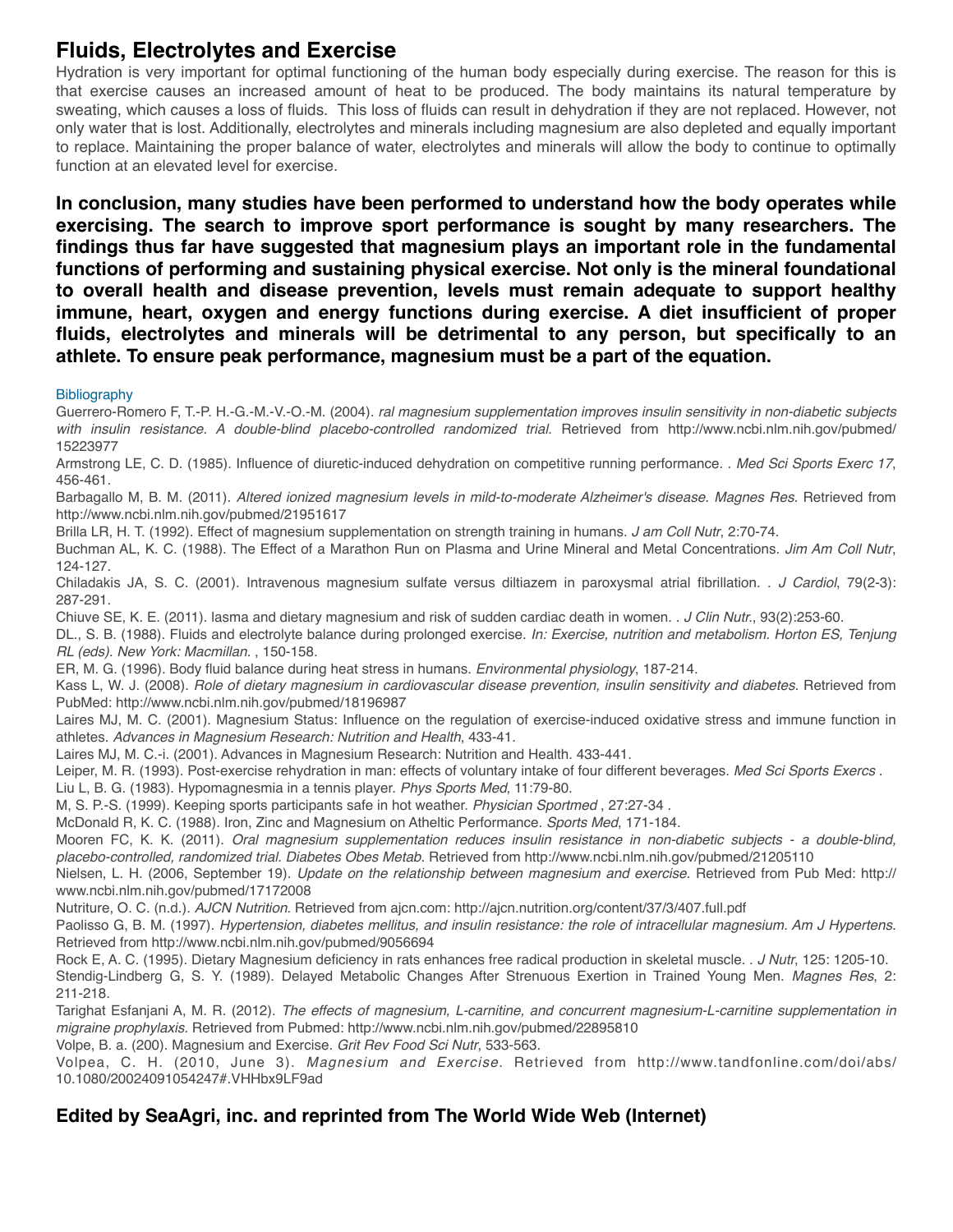## Fluids, Electrolytes and Exercise

Hydration is very important for optimal functioning of the human body especially during exercise. The reason for this is that exercise causes an increased amount of heat to be produced. The body maintains its natural temperature by sweating, which causes a loss of fluids. This loss of fluids can result in dehydration if they are not replaced. However, not only water that is lost. Additionally, electrolytes and minerals including magnesium are also depleted and equally important to replace. Maintaining the proper balance of water, electrolytes and minerals will allow the body to continue to optimally function at an elevated level for exercise.

**In conclusion, many studies have been performed to understand how the body operates while exercising. The search to improve sport performance is sought by many researchers. The findings thus far have suggested that magnesium plays an important role in the fundamental functions of performing and sustaining physical exercise. Not only is the mineral foundational to overall health and disease prevention, levels must remain adequate to support healthy immune, heart, oxygen and energy functions during exercise. A diet insufficient of proper fluids, electrolytes and minerals will be detrimental to any person, but specifically to an athlete. To ensure peak performance, magnesium must be a part of the equation.**

Bibliography

Guerrero-Romero F, T.-P. H.-G.-M.-V.-O.-M. (2004). *ral magnesium supplementation improves insulin sensitivity in non-diabetic subjects with insulin resistance. A double-blind placebo-controlled randomized trial.* Retrieved from http://www.ncbi.nlm.nih.gov/pubmed/15223977

Armstrong LE, C. D. (1985). Influence of diuretic-induced dehydration on competitive running performance. . *Med Sci Sports Exerc 17*, 456-461.

Barbagallo M, B. M. (2011). *Altered ionized magnesium levels in mild-to-moderate Alzheimer's disease. Magnes Res*. Retrieved from http://www.ncbi.nlm.nih.gov/pubmed/21951617

Brilla LR, H. T. (1992). Effect of magnesium supplementation on strength training in humans. *J am Coll Nutr*, 2:70-74.

Buchman AL, K. C. (1988). The Effect of a Marathon Run on Plasma and Urine Mineral and Metal Concentrations. *Jim Am Coll Nutr*, 124-127.

Chiladakis JA, S. C. (2001). Intravenous magnesium sulfate versus diltiazem in paroxysmal atrial fibrillation. . *J Cardiol*, 79(2-3): 287-291.

Chiuve SE, K. E. (2011). lasma and dietary magnesium and risk of sudden cardiac death in women. . *J Clin Nutr.*, 93(2):253-60.

DL., S. B. (1988). Fluids and electrolyte balance during prolonged exercise. *In: Exercise, nutrition and metabolism. Horton ES, Tenjung RL (eds). New York: Macmillan.* , 150-158.

ER, M. G. (1996). Body fluid balance during heat stress in humans. *Environmental physiology*, 187-214.

Kass L, W. J. (2008). *Role of dietary magnesium in cardiovascular disease prevention, insulin sensitivity and diabetes*. Retrieved from PubMed: http://www.ncbi.nlm.nih.gov/pubmed/18196987

Laires MJ, M. C. (2001). Magnesium Status: Influence on the regulation of exercise-induced oxidative stress and immune function in athletes. *Advances in Magnesium Research: Nutrition and Health*, 433-41.

Laires MJ, M. C.-i. (2001). Advances in Magnesium Research: Nutrition and Health. 433-441.

Leiper, M. R. (1993). Post-exercise rehydration in man: effects of voluntary intake of four different beverages. *Med Sci Sports Exercs* .

Liu L, B. G. (1983). Hypomagnesmia in a tennis player. *Phys Sports Med*, 11:79-80.

M, S. P.-S. (1999). Keeping sports participants safe in hot weather. *Physician Sportmed* , 27:27-34 .

McDonald R, K. C. (1988). Iron, Zinc and Magnesium on Atheltic Performance. *Sports Med*, 171-184.

Mooren FC, K. K. (2011). *Oral magnesium supplementation reduces insulin resistance in non-diabetic subjects - a double-blind, placebo-controlled, randomized trial. Diabetes Obes Metab*. Retrieved from http://www.ncbi.nlm.nih.gov/pubmed/21205110

Nielsen, L. H. (2006, September 19). *Update on the relationship between magnesium and exercise.* Retrieved from Pub Med: http://www.ncbi.nlm.nih.gov/pubmed/17172008

Nutriture, O. C. (n.d.). *AJCN Nutrition.* Retrieved from ajcn.com: http://ajcn.nutrition.org/content/37/3/407.full.pdf

Paolisso G, B. M. (1997). *Hypertension, diabetes mellitus, and insulin resistance: the role of intracellular magnesium. Am J Hypertens.* Retrieved from http://www.ncbi.nlm.nih.gov/pubmed/9056694

Rock E, A. C. (1995). Dietary Magnesium deficiency in rats enhances free radical production in skeletal muscle. . *J Nutr*, 125: 1205-10.

Stendig-Lindberg G, S. Y. (1989). Delayed Metabolic Changes After Strenuous Exertion in Trained Young Men. *Magnes Res*, 2: 211-218.

Tarighat Esfanjani A, M. R. (2012). *The effects of magnesium, L-carnitine, and concurrent magnesium-L-carnitine supplementation in migraine prophylaxis.* Retrieved from Pubmed: http://www.ncbi.nlm.nih.gov/pubmed/22895810

Volpe, B. a. (200). Magnesium and Exercise. *Grit Rev Food Sci Nutr*, 533-563.

Volpea, C. H. (2010, June 3). *Magnesium and Exercise.* Retrieved from http://www.tandfonline.com/doi/abs/10.1080/20024091054247#.VHHbx9LF9ad

**Edited by SeaAgri, inc. and reprinted from The World Wide Web (Internet)**